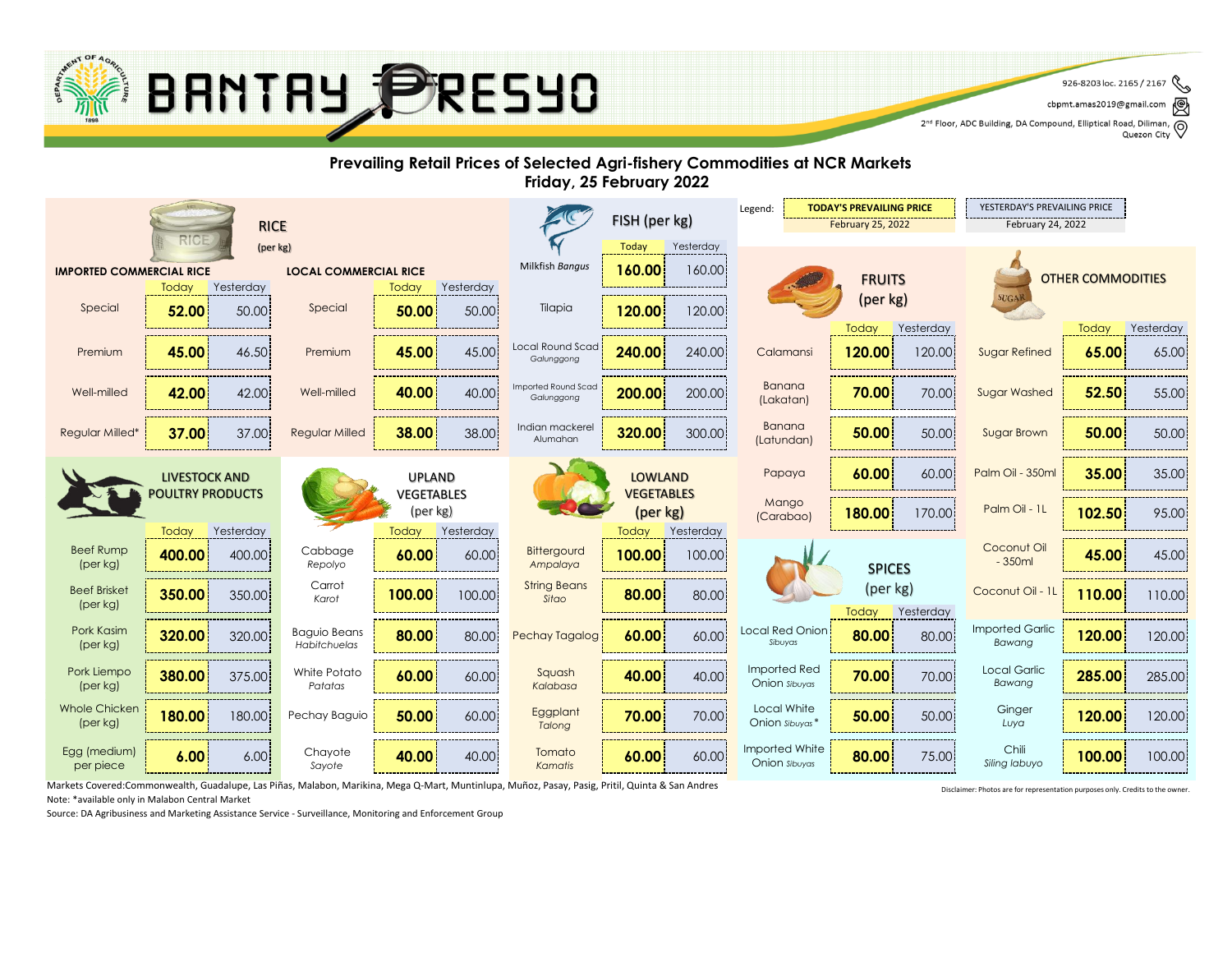# BANTAY PRESYO

926-8203 loc. 2165 / 2167
cbpmt.amas2019@gmail.com
2nd Floor, ADC Building, DA Compound, Elliptical Road, Diliman, Quezon City

## Prevailing Retail Prices of Selected Agri-fishery Commodities at NCR Markets
## Friday, 25 February 2022

Legend: **TODAY'S PREVAILING PRICE** February 25, 2022 | YESTERDAY'S PREVAILING PRICE February 24, 2022

### RICE (per kg)

| IMPORTED COMMERCIAL RICE | Today | Yesterday | LOCAL COMMERCIAL RICE | Today | Yesterday |
|---|---|---|---|---|---|
| Special | **52.00** | 50.00 | Special | **50.00** | 50.00 |
| Premium | **45.00** | 46.50 | Premium | **45.00** | 45.00 |
| Well-milled | **42.00** | 42.00 | Well-milled | **40.00** | 40.00 |
| Regular Milled* | **37.00** | 37.00 | Regular Milled | **38.00** | 38.00 |

### FISH (per kg)

| | Today | Yesterday |
|---|---|---|
| Milkfish *Bangus* | **160.00** | 160.00 |
| Tilapia | **120.00** | 120.00 |
| Local Round Scad *Galunggong* | **240.00** | 240.00 |
| Imported Round Scad *Galunggong* | **200.00** | 200.00 |
| Indian mackerel *Alumahan* | **320.00** | 300.00 |

### LIVESTOCK AND POULTRY PRODUCTS

| | Today | Yesterday |
|---|---|---|
| Beef Rump (per kg) | **400.00** | 400.00 |
| Beef Brisket (per kg) | **350.00** | 350.00 |
| Pork Kasim (per kg) | **320.00** | 320.00 |
| Pork Liempo (per kg) | **380.00** | 375.00 |
| Whole Chicken (per kg) | **180.00** | 180.00 |
| Egg (medium) per piece | **6.00** | 6.00 |

### UPLAND VEGETABLES (per kg)

| | Today | Yesterday |
|---|---|---|
| Cabbage *Repolyo* | **60.00** | 60.00 |
| Carrot *Karot* | **100.00** | 100.00 |
| Baguio Beans *Habitchuelas* | **80.00** | 80.00 |
| White Potato *Patatas* | **60.00** | 60.00 |
| Pechay Baguio | **50.00** | 60.00 |
| Chayote *Sayote* | **40.00** | 40.00 |

### LOWLAND VEGETABLES (per kg)

| | Today | Yesterday |
|---|---|---|
| Bittergourd *Ampalaya* | **100.00** | 100.00 |
| String Beans *Sitao* | **80.00** | 80.00 |
| Pechay Tagalog | **60.00** | 60.00 |
| Squash *Kalabasa* | **40.00** | 40.00 |
| Eggplant *Talong* | **70.00** | 70.00 |
| Tomato *Kamatis* | **60.00** | 60.00 |

### FRUITS (per kg)

| | Today | Yesterday |
|---|---|---|
| Calamansi | **120.00** | 120.00 |
| Banana (Lakatan) | **70.00** | 70.00 |
| Banana (Latundan) | **50.00** | 50.00 |
| Papaya | **60.00** | 60.00 |
| Mango (Carabao) | **180.00** | 170.00 |

### SPICES (per kg)

| | Today | Yesterday |
|---|---|---|
| Local Red Onion *Sibuyas* | **80.00** | 80.00 |
| Imported Red Onion *Sibuyas* | **70.00** | 70.00 |
| Local White Onion *Sibuyas* * | **50.00** | 50.00 |
| Imported White Onion *Sibuyas* | **80.00** | 75.00 |

### OTHER COMMODITIES

| | Today | Yesterday |
|---|---|---|
| Sugar Refined | **65.00** | 65.00 |
| Sugar Washed | **52.50** | 55.00 |
| Sugar Brown | **50.00** | 50.00 |
| Palm Oil - 350ml | **35.00** | 35.00 |
| Palm Oil - 1L | **102.50** | 95.00 |
| Coconut Oil - 350ml | **45.00** | 45.00 |
| Coconut Oil - 1L | **110.00** | 110.00 |
| Imported Garlic *Bawang* | **120.00** | 120.00 |
| Local Garlic *Bawang* | **285.00** | 285.00 |
| Ginger *Luya* | **120.00** | 120.00 |
| Chili *Siling labuyo* | **100.00** | 100.00 |

Markets Covered:Commonwealth, Guadalupe, Las Piñas, Malabon, Marikina, Mega Q-Mart, Muntinlupa, Muñoz, Pasay, Pasig, Pritil, Quinta & San Andres

Note: *available only in Malabon Central Market

Source: DA Agribusiness and Marketing Assistance Service - Surveillance, Monitoring and Enforcement Group

Disclaimer: Photos are for representation purposes only. Credits to the owner.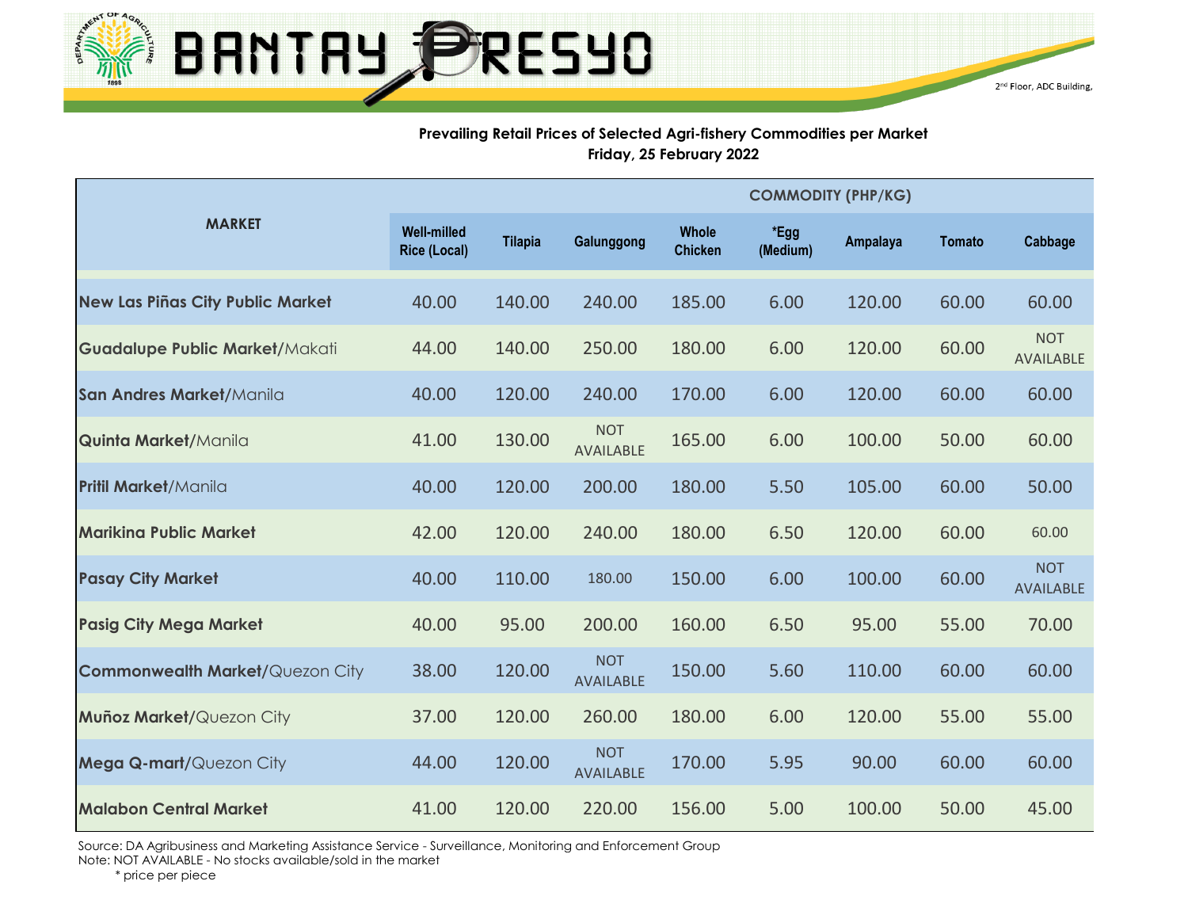BANTAY PRESYO

2nd Floor, ADC Building,

**Prevailing Retail Prices of Selected Agri-fishery Commodities per Market**
**Friday, 25 February 2022**

| MARKET | COMMODITY (PHP/KG) | | | | | | | |
|---|---|---|---|---|---|---|---|---|
| | Well-milled Rice (Local) | Tilapia | Galunggong | Whole Chicken | *Egg (Medium) | Ampalaya | Tomato | Cabbage |
| **New Las Piñas City Public Market** | 40.00 | 140.00 | 240.00 | 185.00 | 6.00 | 120.00 | 60.00 | 60.00 |
| **Guadalupe Public Market**/Makati | 44.00 | 140.00 | 250.00 | 180.00 | 6.00 | 120.00 | 60.00 | NOT AVAILABLE |
| **San Andres Market**/Manila | 40.00 | 120.00 | 240.00 | 170.00 | 6.00 | 120.00 | 60.00 | 60.00 |
| **Quinta Market**/Manila | 41.00 | 130.00 | NOT AVAILABLE | 165.00 | 6.00 | 100.00 | 50.00 | 60.00 |
| **Pritil Market**/Manila | 40.00 | 120.00 | 200.00 | 180.00 | 5.50 | 105.00 | 60.00 | 50.00 |
| **Marikina Public Market** | 42.00 | 120.00 | 240.00 | 180.00 | 6.50 | 120.00 | 60.00 | 60.00 |
| **Pasay City Market** | 40.00 | 110.00 | 180.00 | 150.00 | 6.00 | 100.00 | 60.00 | NOT AVAILABLE |
| **Pasig City Mega Market** | 40.00 | 95.00 | 200.00 | 160.00 | 6.50 | 95.00 | 55.00 | 70.00 |
| **Commonwealth Market**/Quezon City | 38.00 | 120.00 | NOT AVAILABLE | 150.00 | 5.60 | 110.00 | 60.00 | 60.00 |
| **Muñoz Market**/Quezon City | 37.00 | 120.00 | 260.00 | 180.00 | 6.00 | 120.00 | 55.00 | 55.00 |
| **Mega Q-mart**/Quezon City | 44.00 | 120.00 | NOT AVAILABLE | 170.00 | 5.95 | 90.00 | 60.00 | 60.00 |
| **Malabon Central Market** | 41.00 | 120.00 | 220.00 | 156.00 | 5.00 | 100.00 | 50.00 | 45.00 |

Source: DA Agribusiness and Marketing Assistance Service - Surveillance, Monitoring and Enforcement Group
Note: NOT AVAILABLE - No stocks available/sold in the market
\* price per piece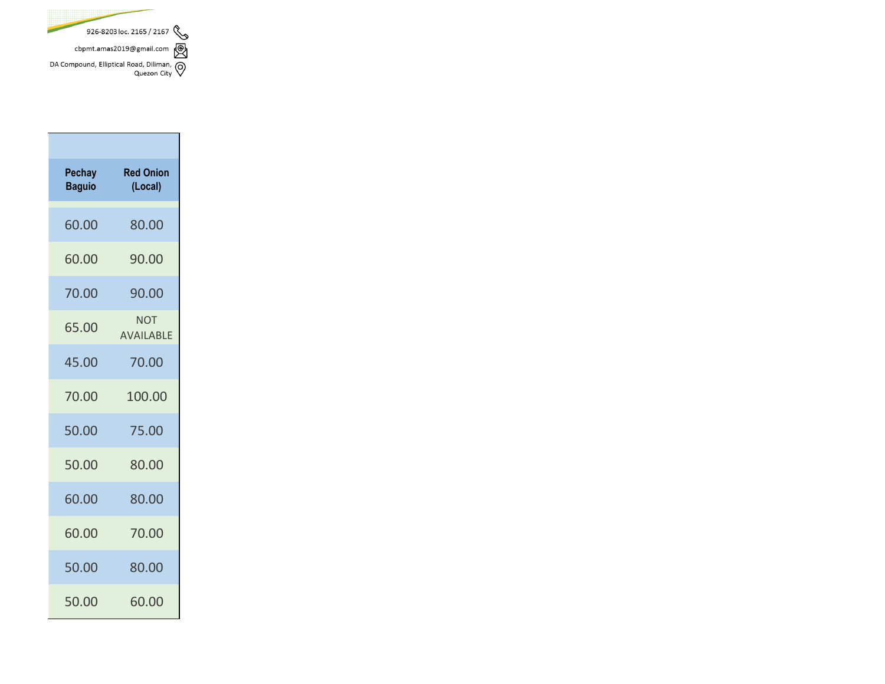926-8203 loc. 2165 / 2167

cbpmt.amas2019@gmail.com

DA Compound, Elliptical Road, Diliman, Quezon City

| Pechay Baguio | Red Onion (Local) |
|---|---|
| 60.00 | 80.00 |
| 60.00 | 90.00 |
| 70.00 | 90.00 |
| 65.00 | NOT AVAILABLE |
| 45.00 | 70.00 |
| 70.00 | 100.00 |
| 50.00 | 75.00 |
| 50.00 | 80.00 |
| 60.00 | 80.00 |
| 60.00 | 70.00 |
| 50.00 | 80.00 |
| 50.00 | 60.00 |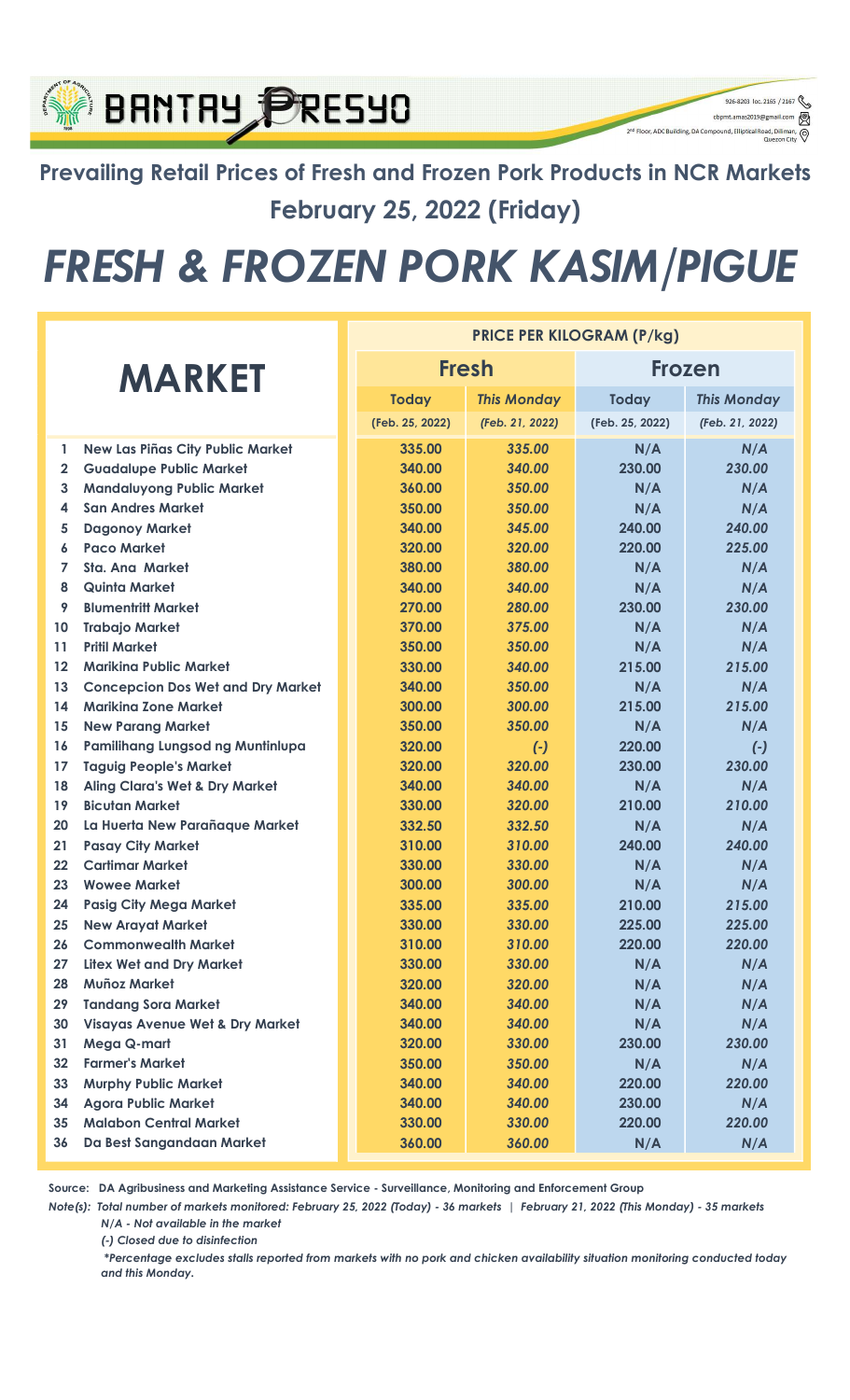BANTAY PRESYO

926-8203 loc. 2165 / 2167
cbpmt.amas2019@gmail.com
2nd Floor, ADC Building, DA Compound, Elliptical Road, Diliman, Quezon City

## Prevailing Retail Prices of Fresh and Frozen Pork Products in NCR Markets

## February 25, 2022 (Friday)

# *FRESH & FROZEN PORK KASIM/PIGUE*

| | MARKET | PRICE PER KILOGRAM (P/kg) | | | |
|---|---|---|---|---|---|
| | | Fresh | | Frozen | |
| | | Today (Feb. 25, 2022) | *This Monday (Feb. 21, 2022)* | Today (Feb. 25, 2022) | *This Monday (Feb. 21, 2022)* |
| 1 | New Las Piñas City Public Market | 335.00 | *335.00* | N/A | *N/A* |
| 2 | Guadalupe Public Market | 340.00 | *340.00* | 230.00 | *230.00* |
| 3 | Mandaluyong Public Market | 360.00 | *350.00* | N/A | *N/A* |
| 4 | San Andres Market | 350.00 | *350.00* | N/A | *N/A* |
| 5 | Dagonoy Market | 340.00 | *345.00* | 240.00 | *240.00* |
| 6 | Paco Market | 320.00 | *320.00* | 220.00 | *225.00* |
| 7 | Sta. Ana Market | 380.00 | *380.00* | N/A | *N/A* |
| 8 | Quinta Market | 340.00 | *340.00* | N/A | *N/A* |
| 9 | Blumentritt Market | 270.00 | *280.00* | 230.00 | *230.00* |
| 10 | Trabajo Market | 370.00 | *375.00* | N/A | *N/A* |
| 11 | Pritil Market | 350.00 | *350.00* | N/A | *N/A* |
| 12 | Marikina Public Market | 330.00 | *340.00* | 215.00 | *215.00* |
| 13 | Concepcion Dos Wet and Dry Market | 340.00 | *350.00* | N/A | *N/A* |
| 14 | Marikina Zone Market | 300.00 | *300.00* | 215.00 | *215.00* |
| 15 | New Parang Market | 350.00 | *350.00* | N/A | *N/A* |
| 16 | Pamilihang Lungsod ng Muntinlupa | 320.00 | *(-)* | 220.00 | *(-)* |
| 17 | Taguig People's Market | 320.00 | *320.00* | 230.00 | *230.00* |
| 18 | Aling Clara's Wet & Dry Market | 340.00 | *340.00* | N/A | *N/A* |
| 19 | Bicutan Market | 330.00 | *320.00* | 210.00 | *210.00* |
| 20 | La Huerta New Parañaque Market | 332.50 | *332.50* | N/A | *N/A* |
| 21 | Pasay City Market | 310.00 | *310.00* | 240.00 | *240.00* |
| 22 | Cartimar Market | 330.00 | *330.00* | N/A | *N/A* |
| 23 | Wowee Market | 300.00 | *300.00* | N/A | *N/A* |
| 24 | Pasig City Mega Market | 335.00 | *335.00* | 210.00 | *215.00* |
| 25 | New Arayat Market | 330.00 | *330.00* | 225.00 | *225.00* |
| 26 | Commonwealth Market | 310.00 | *310.00* | 220.00 | *220.00* |
| 27 | Litex Wet and Dry Market | 330.00 | *330.00* | N/A | *N/A* |
| 28 | Muñoz Market | 320.00 | *320.00* | N/A | *N/A* |
| 29 | Tandang Sora Market | 340.00 | *340.00* | N/A | *N/A* |
| 30 | Visayas Avenue Wet & Dry Market | 340.00 | *340.00* | N/A | *N/A* |
| 31 | Mega Q-mart | 320.00 | *330.00* | 230.00 | *230.00* |
| 32 | Farmer's Market | 350.00 | *350.00* | N/A | *N/A* |
| 33 | Murphy Public Market | 340.00 | *340.00* | 220.00 | *220.00* |
| 34 | Agora Public Market | 340.00 | *340.00* | 230.00 | *N/A* |
| 35 | Malabon Central Market | 330.00 | *330.00* | 220.00 | *220.00* |
| 36 | Da Best Sangandaan Market | 360.00 | *360.00* | N/A | *N/A* |

**Source: DA Agribusiness and Marketing Assistance Service - Surveillance, Monitoring and Enforcement Group**

***Note(s): Total number of markets monitored: February 25, 2022 (Today) - 36 markets | February 21, 2022 (This Monday) - 35 markets***

***N/A - Not available in the market***

***(-) Closed due to disinfection***

***\*Percentage excludes stalls reported from markets with no pork and chicken availability situation monitoring conducted today and this Monday.***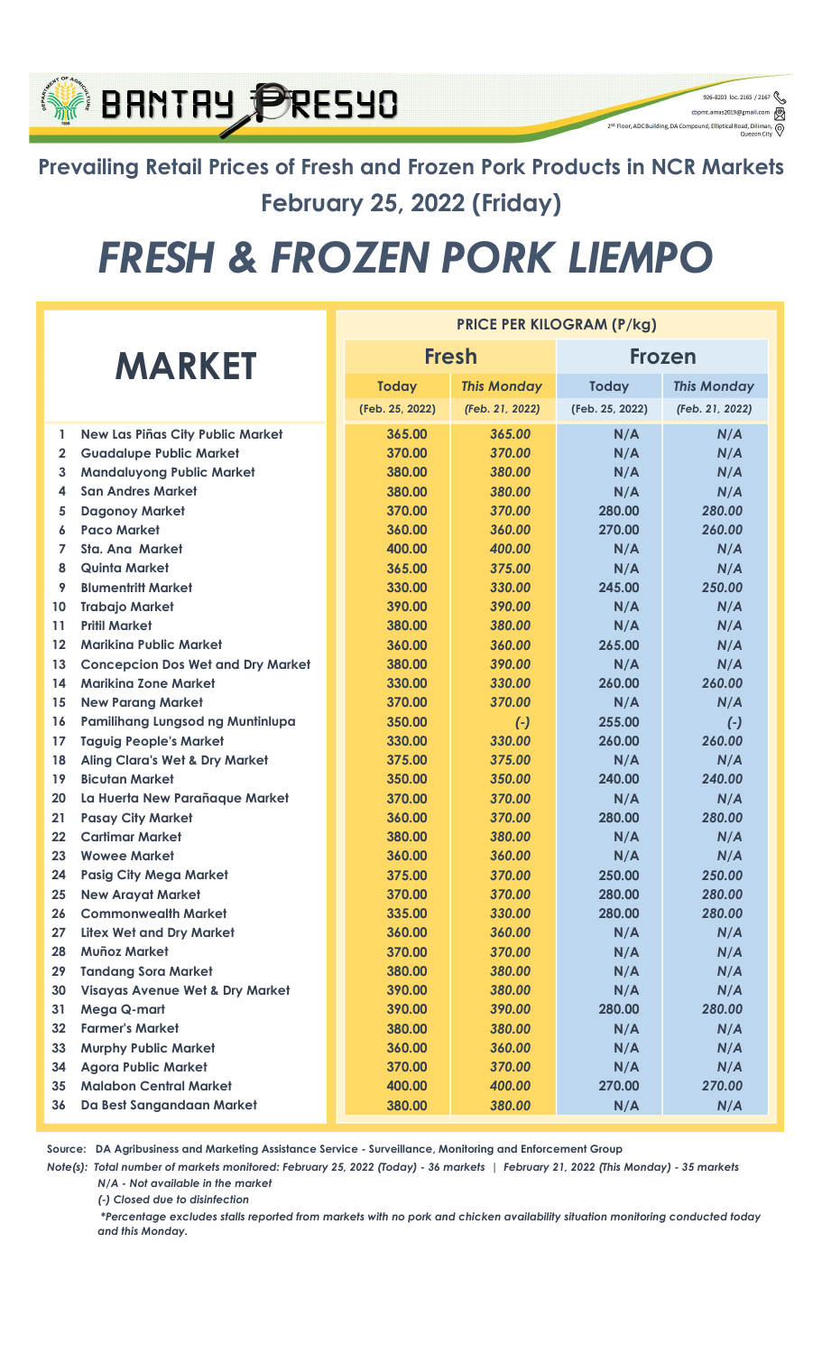BANTAY PRESYO

926-8203 loc. 2165 / 2167

cbpmt.amas2019@gmail.com

2nd Floor, ADC Building, DA Compound, Elliptical Road, Diliman, Quezon City

## Prevailing Retail Prices of Fresh and Frozen Pork Products in NCR Markets

## February 25, 2022 (Friday)

# FRESH & FROZEN PORK LIEMPO

| | MARKET | PRICE PER KILOGRAM (P/kg) | | | |
|---|---|---|---|---|---|
| | | Fresh | | Frozen | |
| | | Today (Feb. 25, 2022) | *This Monday (Feb. 21, 2022)* | Today (Feb. 25, 2022) | *This Monday (Feb. 21, 2022)* |
| 1 | New Las Piñas City Public Market | 365.00 | *365.00* | N/A | *N/A* |
| 2 | Guadalupe Public Market | 370.00 | *370.00* | N/A | *N/A* |
| 3 | Mandaluyong Public Market | 380.00 | *380.00* | N/A | *N/A* |
| 4 | San Andres Market | 380.00 | *380.00* | N/A | *N/A* |
| 5 | Dagonoy Market | 370.00 | *370.00* | 280.00 | *280.00* |
| 6 | Paco Market | 360.00 | *360.00* | 270.00 | *260.00* |
| 7 | Sta. Ana Market | 400.00 | *400.00* | N/A | *N/A* |
| 8 | Quinta Market | 365.00 | *375.00* | N/A | *N/A* |
| 9 | Blumentritt Market | 330.00 | *330.00* | 245.00 | *250.00* |
| 10 | Trabajo Market | 390.00 | *390.00* | N/A | *N/A* |
| 11 | Pritil Market | 380.00 | *380.00* | N/A | *N/A* |
| 12 | Marikina Public Market | 360.00 | *360.00* | 265.00 | *N/A* |
| 13 | Concepcion Dos Wet and Dry Market | 380.00 | *390.00* | N/A | *N/A* |
| 14 | Marikina Zone Market | 330.00 | *330.00* | 260.00 | *260.00* |
| 15 | New Parang Market | 370.00 | *370.00* | N/A | *N/A* |
| 16 | Pamilihang Lungsod ng Muntinlupa | 350.00 | *(-)* | 255.00 | *(-)* |
| 17 | Taguig People's Market | 330.00 | *330.00* | 260.00 | *260.00* |
| 18 | Aling Clara's Wet & Dry Market | 375.00 | *375.00* | N/A | *N/A* |
| 19 | Bicutan Market | 350.00 | *350.00* | 240.00 | *240.00* |
| 20 | La Huerta New Parañaque Market | 370.00 | *370.00* | N/A | *N/A* |
| 21 | Pasay City Market | 360.00 | *370.00* | 280.00 | *280.00* |
| 22 | Cartimar Market | 380.00 | *380.00* | N/A | *N/A* |
| 23 | Wowee Market | 360.00 | *360.00* | N/A | *N/A* |
| 24 | Pasig City Mega Market | 375.00 | *370.00* | 250.00 | *250.00* |
| 25 | New Arayat Market | 370.00 | *370.00* | 280.00 | *280.00* |
| 26 | Commonwealth Market | 335.00 | *330.00* | 280.00 | *280.00* |
| 27 | Litex Wet and Dry Market | 360.00 | *360.00* | N/A | *N/A* |
| 28 | Muñoz Market | 370.00 | *370.00* | N/A | *N/A* |
| 29 | Tandang Sora Market | 380.00 | *380.00* | N/A | *N/A* |
| 30 | Visayas Avenue Wet & Dry Market | 390.00 | *380.00* | N/A | *N/A* |
| 31 | Mega Q-mart | 390.00 | *390.00* | 280.00 | *280.00* |
| 32 | Farmer's Market | 380.00 | *380.00* | N/A | *N/A* |
| 33 | Murphy Public Market | 360.00 | *360.00* | N/A | *N/A* |
| 34 | Agora Public Market | 370.00 | *370.00* | N/A | *N/A* |
| 35 | Malabon Central Market | 400.00 | *400.00* | 270.00 | *270.00* |
| 36 | Da Best Sangandaan Market | 380.00 | *380.00* | N/A | *N/A* |

**Source: DA Agribusiness and Marketing Assistance Service - Surveillance, Monitoring and Enforcement Group**

***Note(s): Total number of markets monitored: February 25, 2022 (Today) - 36 markets | February 21, 2022 (This Monday) - 35 markets***

***N/A - Not available in the market***

***(-) Closed due to disinfection***

***\*Percentage excludes stalls reported from markets with no pork and chicken availability situation monitoring conducted today and this Monday.***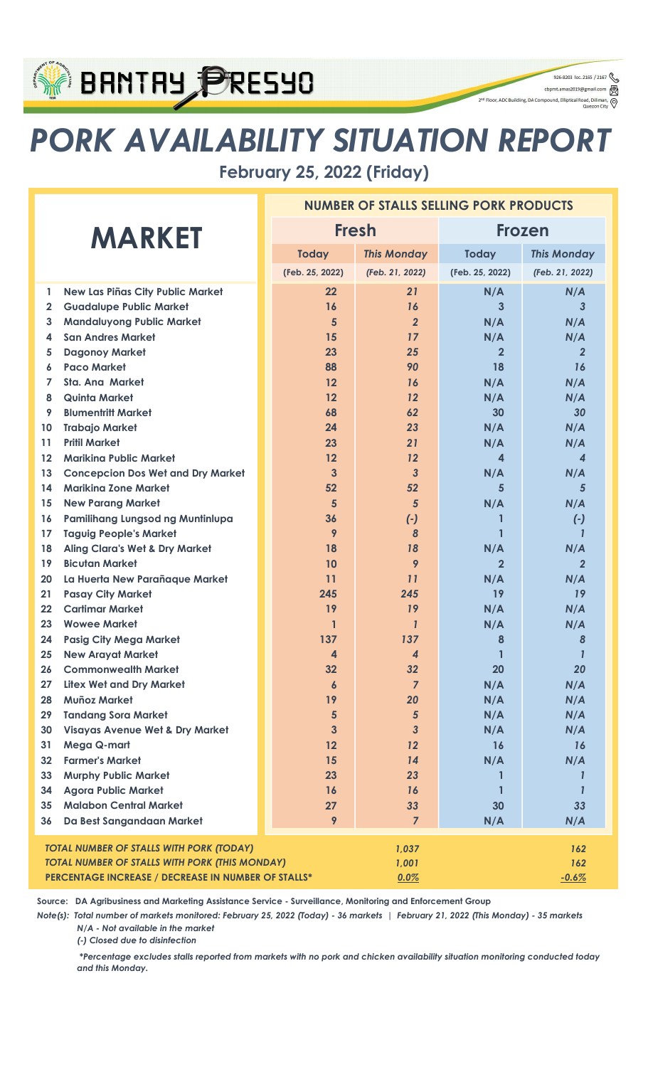BANTAY PRESYO

926-8203 loc. 2165 / 2167
cbpmt.amas2019@gmail.com
2nd Floor, ADC Building, DA Compound, Elliptical Road, Diliman, Quezon City

# PORK AVAILABILITY SITUATION REPORT

## February 25, 2022 (Friday)

| | MARKET | NUMBER OF STALLS SELLING PORK PRODUCTS | | | |
|---|---|---|---|---|---|
| | | Fresh | | Frozen | |
| | | Today (Feb. 25, 2022) | This Monday (Feb. 21, 2022) | Today (Feb. 25, 2022) | This Monday (Feb. 21, 2022) |
| 1 | New Las Piñas City Public Market | 22 | 21 | N/A | N/A |
| 2 | Guadalupe Public Market | 16 | 16 | 3 | 3 |
| 3 | Mandaluyong Public Market | 5 | 2 | N/A | N/A |
| 4 | San Andres Market | 15 | 17 | N/A | N/A |
| 5 | Dagonoy Market | 23 | 25 | 2 | 2 |
| 6 | Paco Market | 88 | 90 | 18 | 16 |
| 7 | Sta. Ana Market | 12 | 16 | N/A | N/A |
| 8 | Quinta Market | 12 | 12 | N/A | N/A |
| 9 | Blumentritt Market | 68 | 62 | 30 | 30 |
| 10 | Trabajo Market | 24 | 23 | N/A | N/A |
| 11 | Pritil Market | 23 | 21 | N/A | N/A |
| 12 | Marikina Public Market | 12 | 12 | 4 | 4 |
| 13 | Concepcion Dos Wet and Dry Market | 3 | 3 | N/A | N/A |
| 14 | Marikina Zone Market | 52 | 52 | 5 | 5 |
| 15 | New Parang Market | 5 | 5 | N/A | N/A |
| 16 | Pamilihang Lungsod ng Muntinlupa | 36 | (-) | 1 | (-) |
| 17 | Taguig People's Market | 9 | 8 | 1 | 1 |
| 18 | Aling Clara's Wet & Dry Market | 18 | 18 | N/A | N/A |
| 19 | Bicutan Market | 10 | 9 | 2 | 2 |
| 20 | La Huerta New Parañaque Market | 11 | 11 | N/A | N/A |
| 21 | Pasay City Market | 245 | 245 | 19 | 19 |
| 22 | Cartimar Market | 19 | 19 | N/A | N/A |
| 23 | Wowee Market | 1 | 1 | N/A | N/A |
| 24 | Pasig City Mega Market | 137 | 137 | 8 | 8 |
| 25 | New Arayat Market | 4 | 4 | 1 | 1 |
| 26 | Commonwealth Market | 32 | 32 | 20 | 20 |
| 27 | Litex Wet and Dry Market | 6 | 7 | N/A | N/A |
| 28 | Muñoz Market | 19 | 20 | N/A | N/A |
| 29 | Tandang Sora Market | 5 | 5 | N/A | N/A |
| 30 | Visayas Avenue Wet & Dry Market | 3 | 3 | N/A | N/A |
| 31 | Mega Q-mart | 12 | 12 | 16 | 16 |
| 32 | Farmer's Market | 15 | 14 | N/A | N/A |
| 33 | Murphy Public Market | 23 | 23 | 1 | 1 |
| 34 | Agora Public Market | 16 | 16 | 1 | 1 |
| 35 | Malabon Central Market | 27 | 33 | 30 | 33 |
| 36 | Da Best Sangandaan Market | 9 | 7 | N/A | N/A |
| | ***TOTAL NUMBER OF STALLS WITH PORK (TODAY)*** | 1,037 | | 162 | |
| | ***TOTAL NUMBER OF STALLS WITH PORK (THIS MONDAY)*** | 1,001 | | 162 | |
| | **PERCENTAGE INCREASE / DECREASE IN NUMBER OF STALLS*** | 0.0% | | -0.6% | |

**Source:** DA Agribusiness and Marketing Assistance Service - Surveillance, Monitoring and Enforcement Group

*Note(s): Total number of markets monitored: February 25, 2022 (Today) - 36 markets | February 21, 2022 (This Monday) - 35 markets*

*N/A - Not available in the market*

*(-) Closed due to disinfection*

**Percentage excludes stalls reported from markets with no pork and chicken availability situation monitoring conducted today and this Monday.*